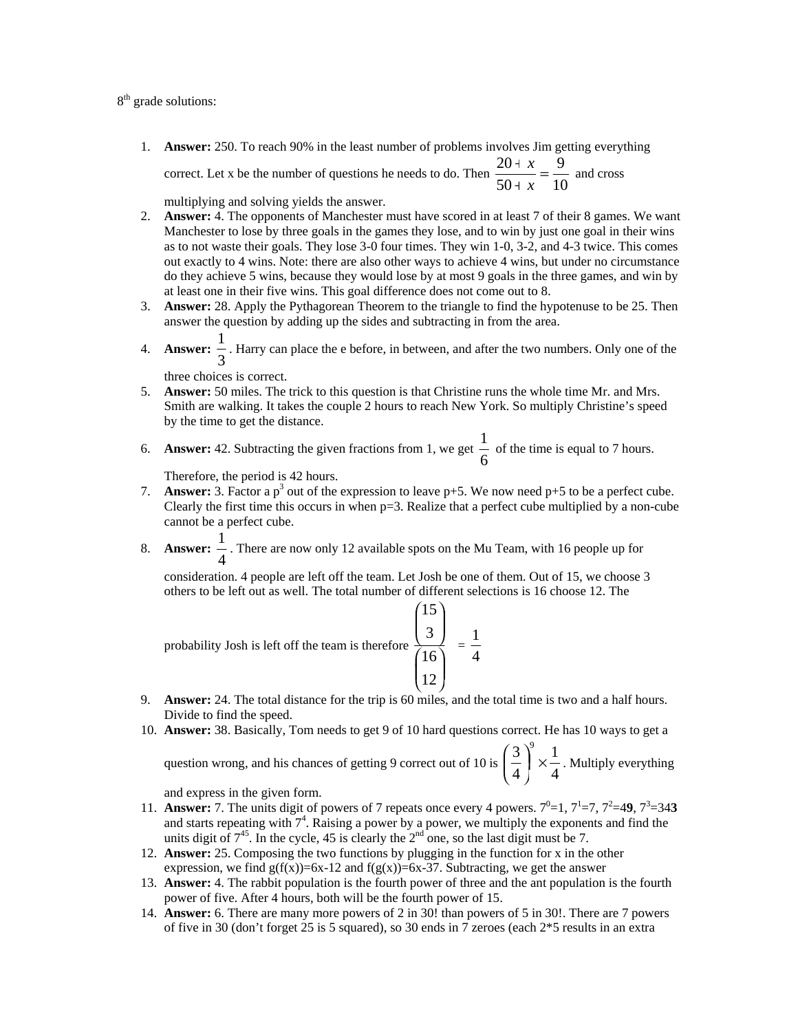8th grade solutions:

1. **Answer:** 250. To reach 90% in the least number of problems involves Jim getting everything correct. Let x be the number of questions he needs to do. Then $\frac{20+x}{50+x}=\frac{9}{10}$ and cross multiplying and solving yields the answer.
2. **Answer:** 4. The opponents of Manchester must have scored in at least 7 of their 8 games. We want Manchester to lose by three goals in the games they lose, and to win by just one goal in their wins as to not waste their goals. They lose 3-0 four times. They win 1-0, 3-2, and 4-3 twice. This comes out exactly to 4 wins. Note: there are also other ways to achieve 4 wins, but under no circumstance do they achieve 5 wins, because they would lose by at most 9 goals in the three games, and win by at least one in their five wins. This goal difference does not come out to 8.
3. **Answer:** 28. Apply the Pythagorean Theorem to the triangle to find the hypotenuse to be 25. Then answer the question by adding up the sides and subtracting in from the area.
4. **Answer:** $\frac{1}{3}$. Harry can place the e before, in between, and after the two numbers. Only one of the three choices is correct.
5. **Answer:** 50 miles. The trick to this question is that Christine runs the whole time Mr. and Mrs. Smith are walking. It takes the couple 2 hours to reach New York. So multiply Christine's speed by the time to get the distance.
6. **Answer:** 42. Subtracting the given fractions from 1, we get $\frac{1}{6}$ of the time is equal to 7 hours. Therefore, the period is 42 hours.
7. **Answer:** 3. Factor a $p^3$ out of the expression to leave p+5. We now need p+5 to be a perfect cube. Clearly the first time this occurs in when p=3. Realize that a perfect cube multiplied by a non-cube cannot be a perfect cube.
8. **Answer:** $\frac{1}{4}$. There are now only 12 available spots on the Mu Team, with 16 people up for consideration. 4 people are left off the team. Let Josh be one of them. Out of 15, we choose 3 others to be left out as well. The total number of different selections is 16 choose 12. The probability Josh is left off the team is therefore $\frac{\binom{15}{3}}{\binom{16}{12}} = \frac{1}{4}$
9. **Answer:** 24. The total distance for the trip is 60 miles, and the total time is two and a half hours. Divide to find the speed.
10. **Answer:** 38. Basically, Tom needs to get 9 of 10 hard questions correct. He has 10 ways to get a question wrong, and his chances of getting 9 correct out of 10 is $\left(\frac{3}{4}\right)^9 \times \frac{1}{4}$. Multiply everything and express in the given form.
11. **Answer:** 7. The units digit of powers of 7 repeats once every 4 powers. $7^0=1$, $7^1=7$, $7^2=4\mathbf{9}$, $7^3=34\mathbf{3}$ and starts repeating with $7^4$. Raising a power by a power, we multiply the exponents and find the units digit of $7^{45}$. In the cycle, 45 is clearly the 2nd one, so the last digit must be 7.
12. **Answer:** 25. Composing the two functions by plugging in the function for x in the other expression, we find g(f(x))=6x-12 and f(g(x))=6x-37. Subtracting, we get the answer
13. **Answer:** 4. The rabbit population is the fourth power of three and the ant population is the fourth power of five. After 4 hours, both will be the fourth power of 15.
14. **Answer:** 6. There are many more powers of 2 in 30! than powers of 5 in 30!. There are 7 powers of five in 30 (don't forget 25 is 5 squared), so 30 ends in 7 zeroes (each 2*5 results in an extra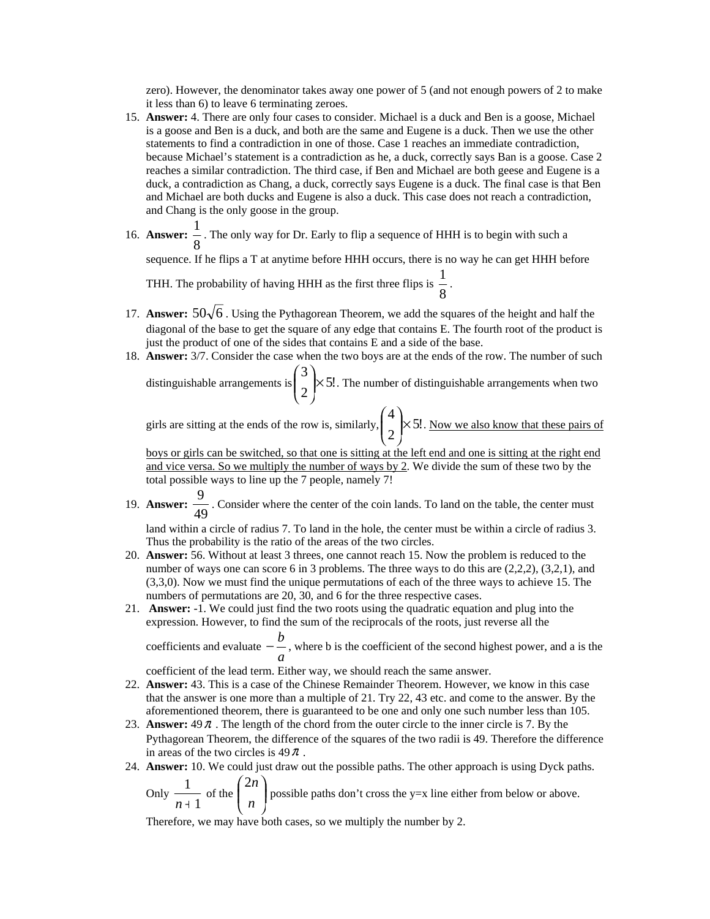zero). However, the denominator takes away one power of 5 (and not enough powers of 2 to make it less than 6) to leave 6 terminating zeroes.

15. **Answer:** 4. There are only four cases to consider. Michael is a duck and Ben is a goose, Michael is a goose and Ben is a duck, and both are the same and Eugene is a duck. Then we use the other statements to find a contradiction in one of those. Case 1 reaches an immediate contradiction, because Michael's statement is a contradiction as he, a duck, correctly says Ban is a goose. Case 2 reaches a similar contradiction. The third case, if Ben and Michael are both geese and Eugene is a duck, a contradiction as Chang, a duck, correctly says Eugene is a duck. The final case is that Ben and Michael are both ducks and Eugene is also a duck. This case does not reach a contradiction, and Chang is the only goose in the group.
16. **Answer:** $\frac{1}{8}$. The only way for Dr. Early to flip a sequence of HHH is to begin with such a sequence. If he flips a T at anytime before HHH occurs, there is no way he can get HHH before THH. The probability of having HHH as the first three flips is $\frac{1}{8}$.
17. **Answer:** $50\sqrt{6}$. Using the Pythagorean Theorem, we add the squares of the height and half the diagonal of the base to get the square of any edge that contains E. The fourth root of the product is just the product of one of the sides that contains E and a side of the base.
18. **Answer:** 3/7. Consider the case when the two boys are at the ends of the row. The number of such distinguishable arrangements is $\binom{3}{2}\times 5!$. The number of distinguishable arrangements when two girls are sitting at the ends of the row is, similarly, $\binom{4}{2}\times 5!$. <u>Now we also know that these pairs of boys or girls can be switched, so that one is sitting at the left end and one is sitting at the right end and vice versa. So we multiply the number of ways by 2</u>. We divide the sum of these two by the total possible ways to line up the 7 people, namely 7!
19. **Answer:** $\frac{9}{49}$. Consider where the center of the coin lands. To land on the table, the center must land within a circle of radius 7. To land in the hole, the center must be within a circle of radius 3. Thus the probability is the ratio of the areas of the two circles.
20. **Answer:** 56. Without at least 3 threes, one cannot reach 15. Now the problem is reduced to the number of ways one can score 6 in 3 problems. The three ways to do this are (2,2,2), (3,2,1), and (3,3,0). Now we must find the unique permutations of each of the three ways to achieve 15. The numbers of permutations are 20, 30, and 6 for the three respective cases.
21. **Answer:** -1. We could just find the two roots using the quadratic equation and plug into the expression. However, to find the sum of the reciprocals of the roots, just reverse all the coefficients and evaluate $-\frac{b}{a}$, where b is the coefficient of the second highest power, and a is the coefficient of the lead term. Either way, we should reach the same answer.
22. **Answer:** 43. This is a case of the Chinese Remainder Theorem. However, we know in this case that the answer is one more than a multiple of 21. Try 22, 43 etc. and come to the answer. By the aforementioned theorem, there is guaranteed to be one and only one such number less than 105.
23. **Answer:** $49\pi$. The length of the chord from the outer circle to the inner circle is 7. By the Pythagorean Theorem, the difference of the squares of the two radii is 49. Therefore the difference in areas of the two circles is $49\pi$.
24. **Answer:** 10. We could just draw out the possible paths. The other approach is using Dyck paths. Only $\frac{1}{n+1}$ of the $\binom{2n}{n}$ possible paths don't cross the y=x line either from below or above. Therefore, we may have both cases, so we multiply the number by 2.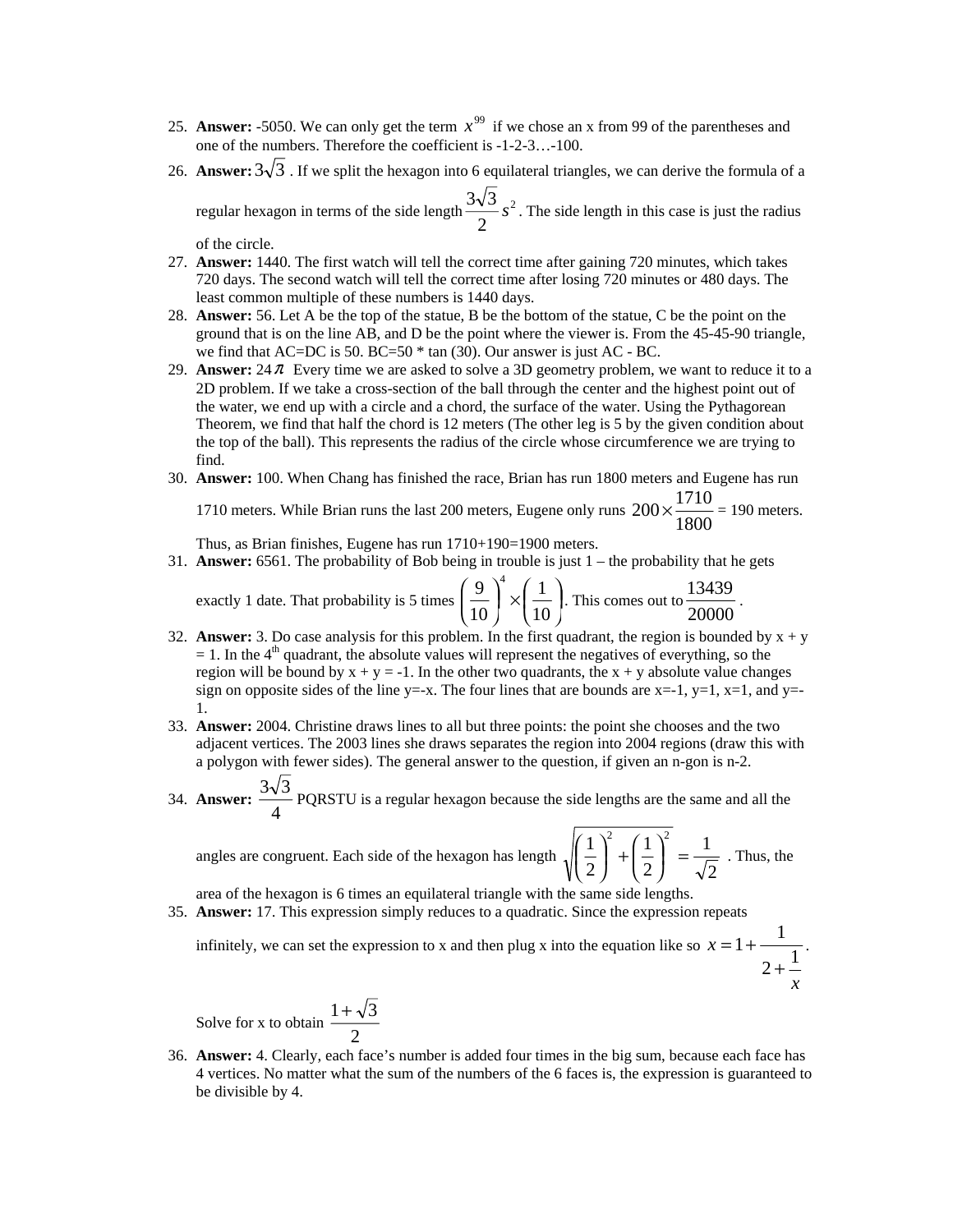25. **Answer:** -5050. We can only get the term $x^{99}$ if we chose an x from 99 of the parentheses and one of the numbers. Therefore the coefficient is -1-2-3…-100.
26. **Answer:** $3\sqrt{3}$ . If we split the hexagon into 6 equilateral triangles, we can derive the formula of a regular hexagon in terms of the side length $\frac{3\sqrt{3}}{2}s^2$ . The side length in this case is just the radius of the circle.
27. **Answer:** 1440. The first watch will tell the correct time after gaining 720 minutes, which takes 720 days. The second watch will tell the correct time after losing 720 minutes or 480 days. The least common multiple of these numbers is 1440 days.
28. **Answer:** 56. Let A be the top of the statue, B be the bottom of the statue, C be the point on the ground that is on the line AB, and D be the point where the viewer is. From the 45-45-90 triangle, we find that AC=DC is 50. BC=50 * tan (30). Our answer is just AC - BC.
29. **Answer:** $24\pi$ Every time we are asked to solve a 3D geometry problem, we want to reduce it to a 2D problem. If we take a cross-section of the ball through the center and the highest point out of the water, we end up with a circle and a chord, the surface of the water. Using the Pythagorean Theorem, we find that half the chord is 12 meters (The other leg is 5 by the given condition about the top of the ball). This represents the radius of the circle whose circumference we are trying to find.
30. **Answer:** 100. When Chang has finished the race, Brian has run 1800 meters and Eugene has run 1710 meters. While Brian runs the last 200 meters, Eugene only runs $200 \times \frac{1710}{1800}$ = 190 meters. Thus, as Brian finishes, Eugene has run 1710+190=1900 meters.
31. **Answer:** 6561. The probability of Bob being in trouble is just 1 – the probability that he gets exactly 1 date. That probability is 5 times $\left(\frac{9}{10}\right)^4 \times \left(\frac{1}{10}\right)$. This comes out to $\frac{13439}{20000}$ .
32. **Answer:** 3. Do case analysis for this problem. In the first quadrant, the region is bounded by x + y = 1. In the 4th quadrant, the absolute values will represent the negatives of everything, so the region will be bound by x + y = -1. In the other two quadrants, the x + y absolute value changes sign on opposite sides of the line y=-x. The four lines that are bounds are x=-1, y=1, x=1, and y=-1.
33. **Answer:** 2004. Christine draws lines to all but three points: the point she chooses and the two adjacent vertices. The 2003 lines she draws separates the region into 2004 regions (draw this with a polygon with fewer sides). The general answer to the question, if given an n-gon is n-2.
34. **Answer:** $\frac{3\sqrt{3}}{4}$ PQRSTU is a regular hexagon because the side lengths are the same and all the angles are congruent. Each side of the hexagon has length $\sqrt{\left(\frac{1}{2}\right)^2 + \left(\frac{1}{2}\right)^2} = \frac{1}{\sqrt{2}}$ . Thus, the area of the hexagon is 6 times an equilateral triangle with the same side lengths.
35. **Answer:** 17. This expression simply reduces to a quadratic. Since the expression repeats infinitely, we can set the expression to x and then plug x into the equation like so $x = 1 + \cfrac{1}{2 + \cfrac{1}{x}}$ .

    Solve for x to obtain $\frac{1+\sqrt{3}}{2}$
36. **Answer:** 4. Clearly, each face's number is added four times in the big sum, because each face has 4 vertices. No matter what the sum of the numbers of the 6 faces is, the expression is guaranteed to be divisible by 4.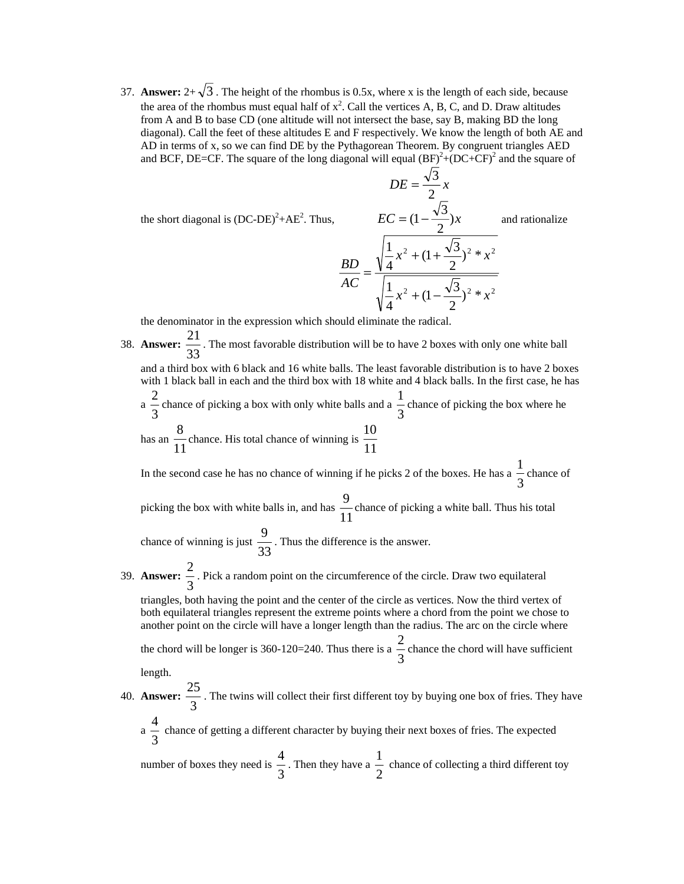37. **Answer:** 2+ $\sqrt{3}$ . The height of the rhombus is 0.5x, where x is the length of each side, because the area of the rhombus must equal half of $x^2$. Call the vertices A, B, C, and D. Draw altitudes from A and B to base CD (one altitude will not intersect the base, say B, making BD the long diagonal). Call the feet of these altitudes E and F respectively. We know the length of both AE and AD in terms of x, so we can find DE by the Pythagorean Theorem. By congruent triangles AED and BCF, DE=CF. The square of the long diagonal will equal $(BF)^2+(DC+CF)^2$ and the square of the short diagonal is $(DC-DE)^2+AE^2$. Thus,

$$DE = \frac{\sqrt{3}}{2}x$$

$$EC = (1-\frac{\sqrt{3}}{2})x$$

$$\frac{BD}{AC} = \frac{\sqrt{\frac{1}{4}x^2 + (1+\frac{\sqrt{3}}{2})^2 * x^2}}{\sqrt{\frac{1}{4}x^2 + (1-\frac{\sqrt{3}}{2})^2 * x^2}}$$

and rationalize the denominator in the expression which should eliminate the radical.

38. **Answer:** $\frac{21}{33}$ . The most favorable distribution will be to have 2 boxes with only one white ball and a third box with 6 black and 16 white balls. The least favorable distribution is to have 2 boxes with 1 black ball in each and the third box with 18 white and 4 black balls. In the first case, he has a $\frac{2}{3}$ chance of picking a box with only white balls and a $\frac{1}{3}$ chance of picking the box where he has an $\frac{8}{11}$ chance. His total chance of winning is $\frac{10}{11}$

    In the second case he has no chance of winning if he picks 2 of the boxes. He has a $\frac{1}{3}$ chance of picking the box with white balls in, and has $\frac{9}{11}$ chance of picking a white ball. Thus his total chance of winning is just $\frac{9}{33}$ . Thus the difference is the answer.

39. **Answer:** $\frac{2}{3}$ . Pick a random point on the circumference of the circle. Draw two equilateral triangles, both having the point and the center of the circle as vertices. Now the third vertex of both equilateral triangles represent the extreme points where a chord from the point we chose to another point on the circle will have a longer length than the radius. The arc on the circle where the chord will be longer is 360-120=240. Thus there is a $\frac{2}{3}$ chance the chord will have sufficient length.

40. **Answer:** $\frac{25}{3}$ . The twins will collect their first different toy by buying one box of fries. They have a $\frac{4}{3}$ chance of getting a different character by buying their next boxes of fries. The expected number of boxes they need is $\frac{4}{3}$ . Then they have a $\frac{1}{2}$ chance of collecting a third different toy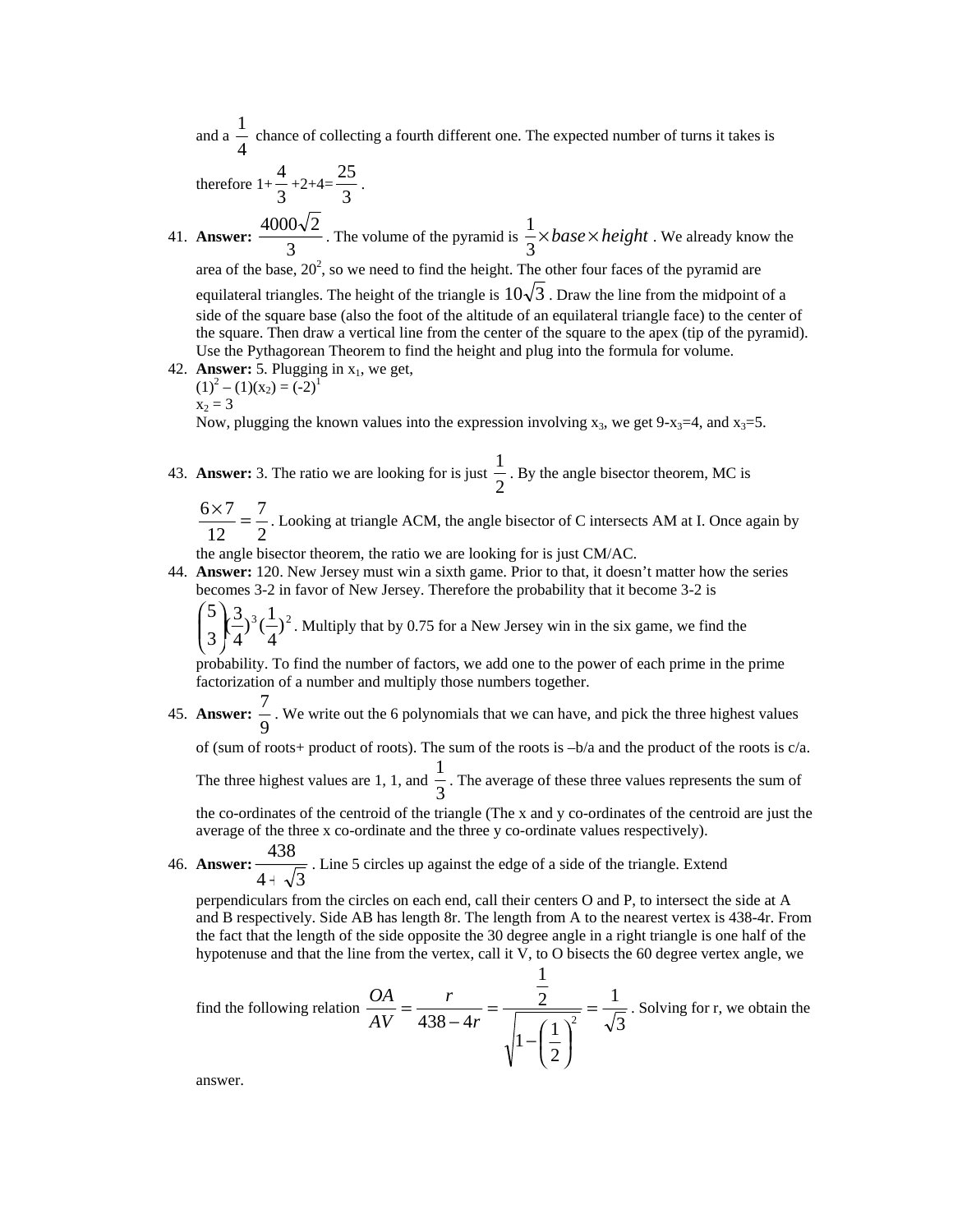and a $\frac{1}{4}$ chance of collecting a fourth different one. The expected number of turns it takes is therefore $1+\frac{4}{3}+2+4=\frac{25}{3}$.

41. **Answer:** $\frac{4000\sqrt{2}}{3}$. The volume of the pyramid is $\frac{1}{3}\times base \times height$. We already know the area of the base, $20^2$, so we need to find the height. The other four faces of the pyramid are equilateral triangles. The height of the triangle is $10\sqrt{3}$. Draw the line from the midpoint of a side of the square base (also the foot of the altitude of an equilateral triangle face) to the center of the square. Then draw a vertical line from the center of the square to the apex (tip of the pyramid). Use the Pythagorean Theorem to find the height and plug into the formula for volume.

42. **Answer:** 5. Plugging in $x_1$, we get,
    $(1)^2 - (1)(x_2) = (-2)^1$
    $x_2 = 3$
    Now, plugging the known values into the expression involving $x_3$, we get $9-x_3=4$, and $x_3=5$.

43. **Answer:** 3. The ratio we are looking for is just $\frac{1}{2}$. By the angle bisector theorem, MC is $\frac{6\times 7}{12}=\frac{7}{2}$. Looking at triangle ACM, the angle bisector of C intersects AM at I. Once again by the angle bisector theorem, the ratio we are looking for is just CM/AC.

44. **Answer:** 120. New Jersey must win a sixth game. Prior to that, it doesn't matter how the series becomes 3-2 in favor of New Jersey. Therefore the probability that it become 3-2 is $\binom{5}{3}(\frac{3}{4})^3(\frac{1}{4})^2$. Multiply that by 0.75 for a New Jersey win in the six game, we find the probability. To find the number of factors, we add one to the power of each prime in the prime factorization of a number and multiply those numbers together.

45. **Answer:** $\frac{7}{9}$. We write out the 6 polynomials that we can have, and pick the three highest values of (sum of roots+ product of roots). The sum of the roots is $-b/a$ and the product of the roots is $c/a$. The three highest values are 1, 1, and $\frac{1}{3}$. The average of these three values represents the sum of the co-ordinates of the centroid of the triangle (The x and y co-ordinates of the centroid are just the average of the three x co-ordinate and the three y co-ordinate values respectively).

46. **Answer:** $\frac{438}{4+\sqrt{3}}$. Line 5 circles up against the edge of a side of the triangle. Extend perpendiculars from the circles on each end, call their centers O and P, to intersect the side at A and B respectively. Side AB has length 8r. The length from A to the nearest vertex is 438-4r. From the fact that the length of the side opposite the 30 degree angle in a right triangle is one half of the hypotenuse and that the line from the vertex, call it V, to O bisects the 60 degree vertex angle, we find the following relation $\frac{OA}{AV}=\frac{r}{438-4r}=\frac{\frac{1}{2}}{\sqrt{1-\left(\frac{1}{2}\right)^2}}=\frac{1}{\sqrt{3}}$. Solving for r, we obtain the answer.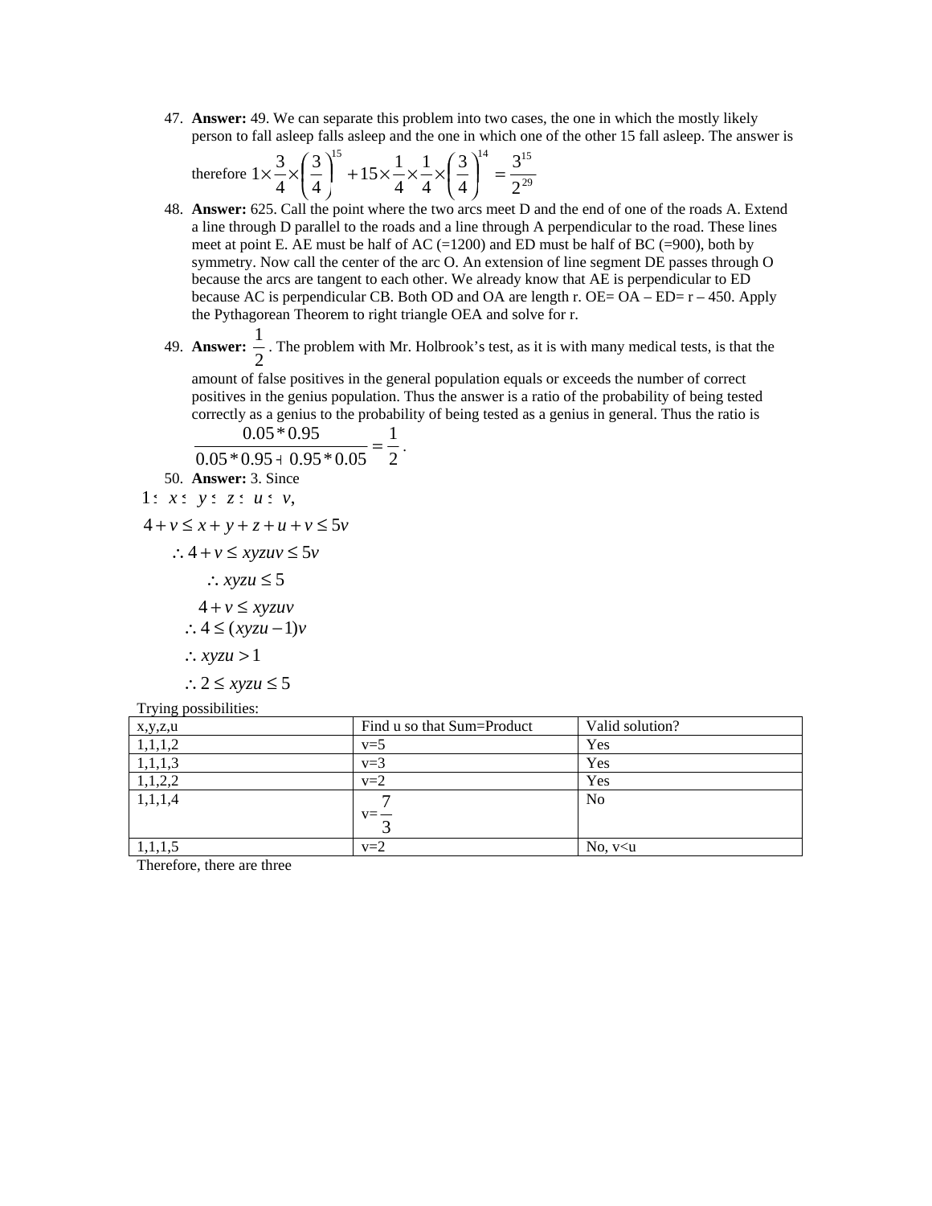47. **Answer:** 49. We can separate this problem into two cases, the one in which the mostly likely person to fall asleep falls asleep and the one in which one of the other 15 fall asleep. The answer is therefore $1\times\frac{3}{4}\times\left(\frac{3}{4}\right)^{15}+15\times\frac{1}{4}\times\frac{1}{4}\times\left(\frac{3}{4}\right)^{14}=\frac{3^{15}}{2^{29}}$

48. **Answer:** 625. Call the point where the two arcs meet D and the end of one of the roads A. Extend a line through D parallel to the roads and a line through A perpendicular to the road. These lines meet at point E. AE must be half of AC (=1200) and ED must be half of BC (=900), both by symmetry. Now call the center of the arc O. An extension of line segment DE passes through O because the arcs are tangent to each other. We already know that AE is perpendicular to ED because AC is perpendicular CB. Both OD and OA are length r. OE= OA – ED= r – 450. Apply the Pythagorean Theorem to right triangle OEA and solve for r.

49. **Answer:** $\frac{1}{2}$. The problem with Mr. Holbrook's test, as it is with many medical tests, is that the amount of false positives in the general population equals or exceeds the number of correct positives in the genius population. Thus the answer is a ratio of the probability of being tested correctly as a genius to the probability of being tested as a genius in general. Thus the ratio is $\frac{0.05*0.95}{0.05*0.95+0.95*0.05}=\frac{1}{2}$.

50. **Answer:** 3. Since

$$1\le x\le y\le z\le u\le v,$$

$$4+v\le x+y+z+u+v\le 5v$$

$$\therefore 4+v\le xyzuv\le 5v$$

$$\therefore xyzu\le 5$$

$$4+v\le xyzuv$$

$$\therefore 4\le (xyzu-1)v$$

$$\therefore xyzu>1$$

$$\therefore 2\le xyzu\le 5$$

Trying possibilities:

| x,y,z,u | Find u so that Sum=Product | Valid solution? |
|---|---|---|
| 1,1,1,2 | v=5 | Yes |
| 1,1,1,3 | v=3 | Yes |
| 1,1,2,2 | v=2 | Yes |
| 1,1,1,4 | v= $\frac{7}{3}$ | No |
| 1,1,1,5 | v=2 | No, v<u |

Therefore, there are three